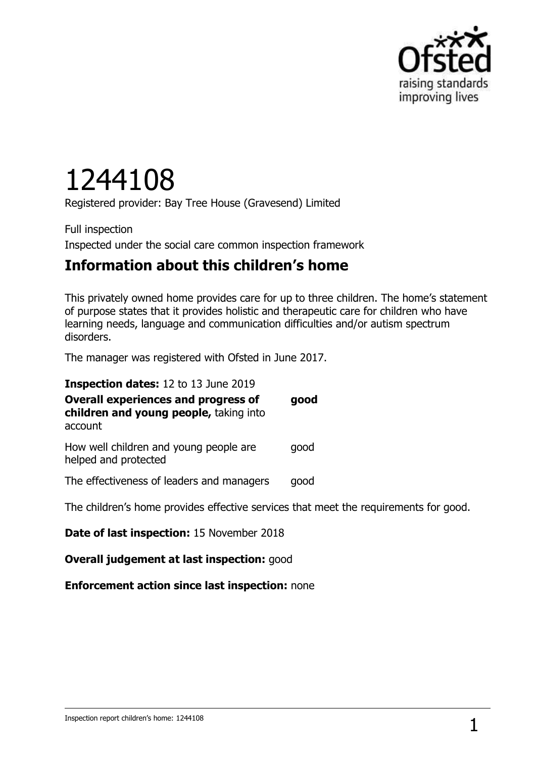# 1244108

Registered provider: Bay Tree House (Gravesend) Limited

Full inspection

Inspected under the social care common inspection framework

## Information about this children's home

This privately owned home provides care for up to three children. The home's statement of purpose states that it provides holistic and therapeutic care for children who have learning needs, language and communication difficulties and/or autism spectrum disorders.

The manager was registered with Ofsted in June 2017.

**Inspection dates:** 12 to 13 June 2019

| | |
|---|---|
| **Overall experiences and progress of children and young people,** taking into account | **good** |
| How well children and young people are helped and protected | good |
| The effectiveness of leaders and managers | good |

The children's home provides effective services that meet the requirements for good.

**Date of last inspection:** 15 November 2018

**Overall judgement at last inspection:** good

**Enforcement action since last inspection:** none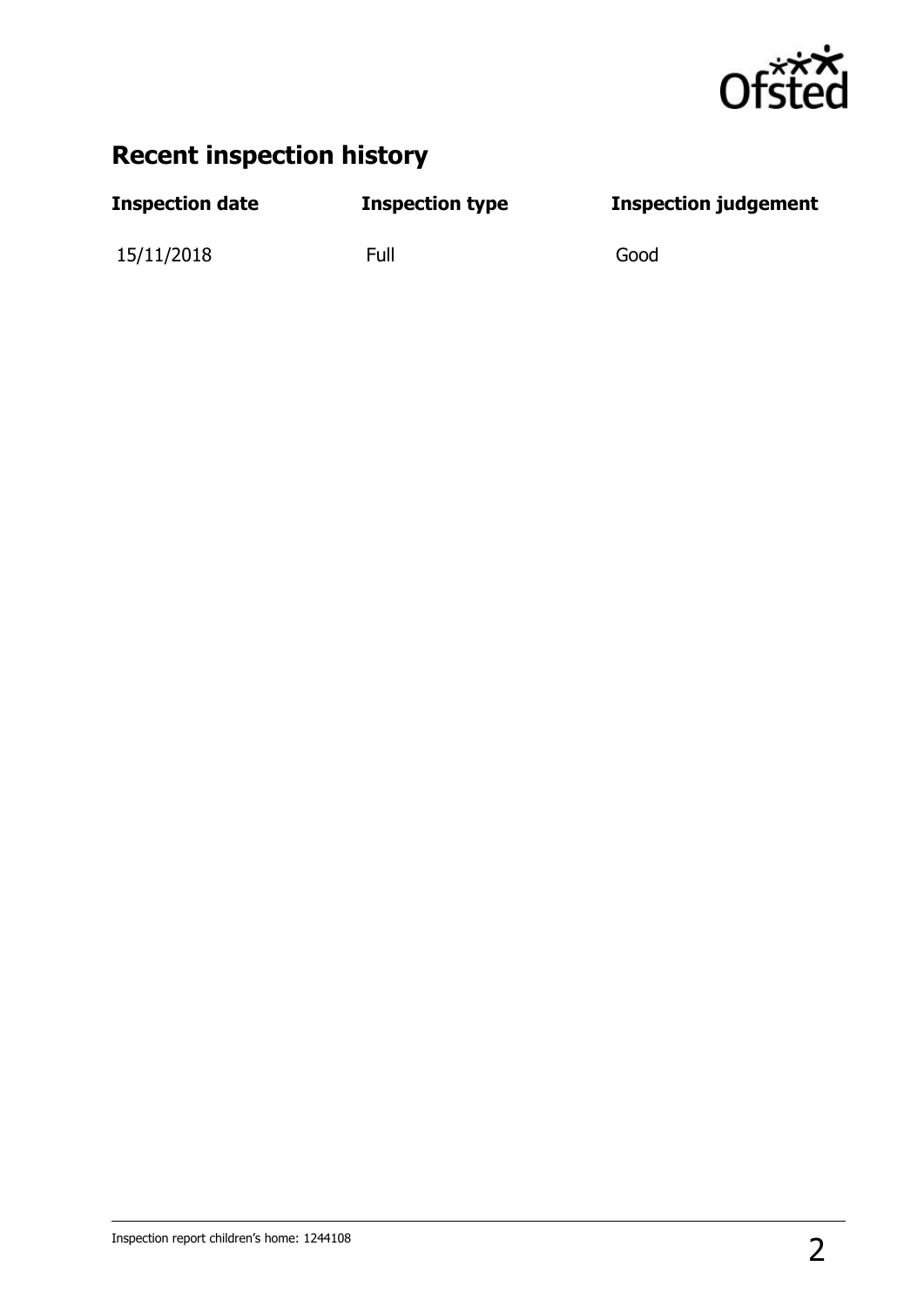## Recent inspection history

| Inspection date | Inspection type | Inspection judgement |
| --- | --- | --- |
| 15/11/2018 | Full | Good |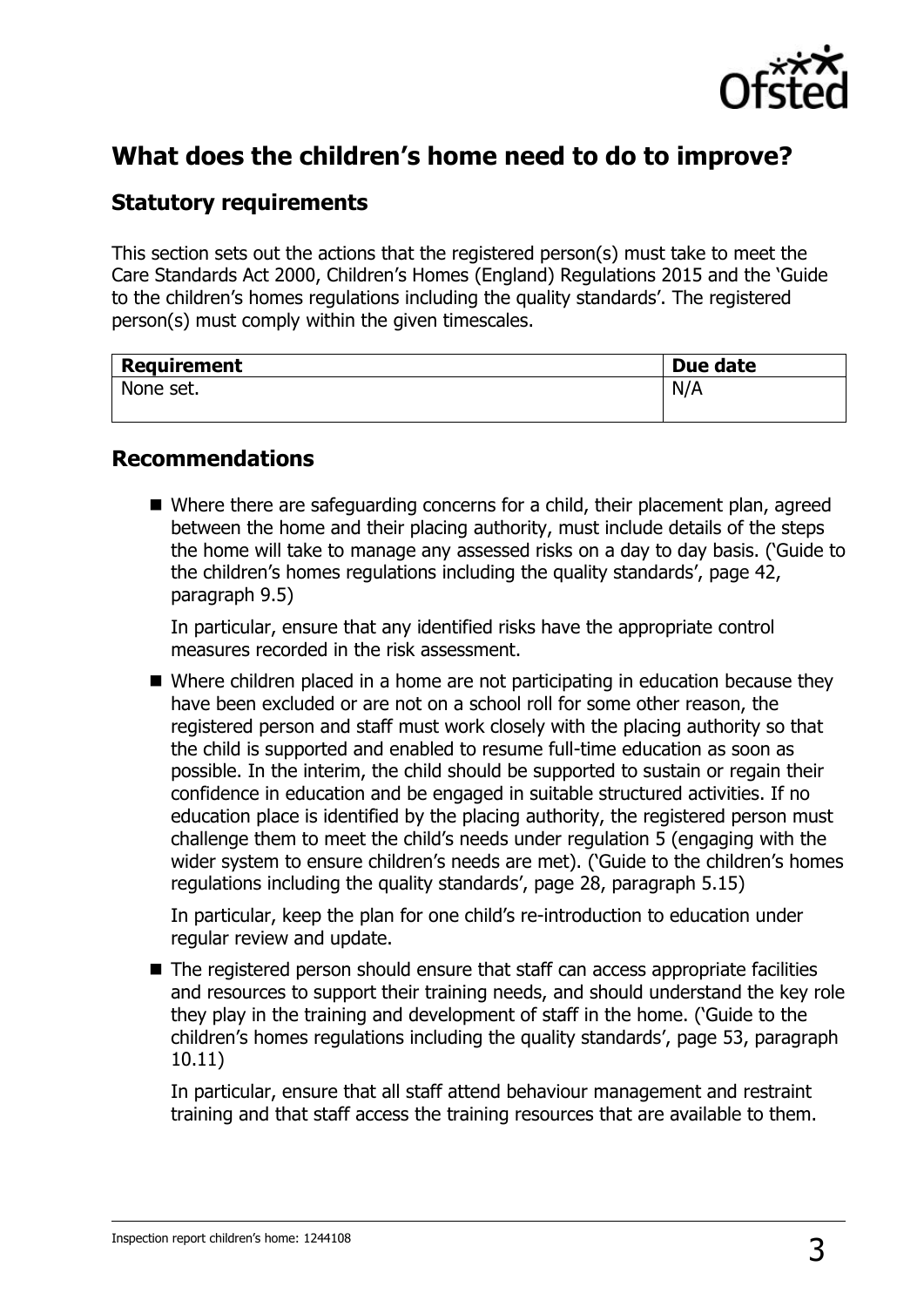## What does the children's home need to do to improve?

### Statutory requirements

This section sets out the actions that the registered person(s) must take to meet the Care Standards Act 2000, Children's Homes (England) Regulations 2015 and the 'Guide to the children's homes regulations including the quality standards'. The registered person(s) must comply within the given timescales.

| Requirement | Due date |
| --- | --- |
| None set. | N/A |

### Recommendations

- Where there are safeguarding concerns for a child, their placement plan, agreed between the home and their placing authority, must include details of the steps the home will take to manage any assessed risks on a day to day basis. ('Guide to the children's homes regulations including the quality standards', page 42, paragraph 9.5)

  In particular, ensure that any identified risks have the appropriate control measures recorded in the risk assessment.

- Where children placed in a home are not participating in education because they have been excluded or are not on a school roll for some other reason, the registered person and staff must work closely with the placing authority so that the child is supported and enabled to resume full-time education as soon as possible. In the interim, the child should be supported to sustain or regain their confidence in education and be engaged in suitable structured activities. If no education place is identified by the placing authority, the registered person must challenge them to meet the child's needs under regulation 5 (engaging with the wider system to ensure children's needs are met). ('Guide to the children's homes regulations including the quality standards', page 28, paragraph 5.15)

  In particular, keep the plan for one child's re-introduction to education under regular review and update.

- The registered person should ensure that staff can access appropriate facilities and resources to support their training needs, and should understand the key role they play in the training and development of staff in the home. ('Guide to the children's homes regulations including the quality standards', page 53, paragraph 10.11)

  In particular, ensure that all staff attend behaviour management and restraint training and that staff access the training resources that are available to them.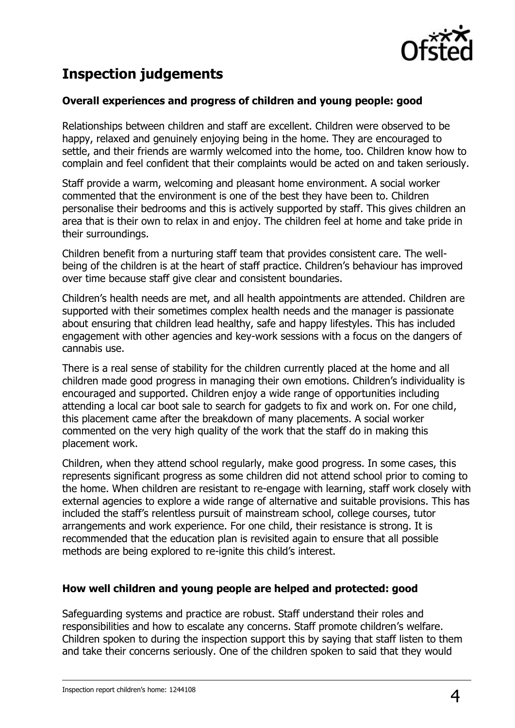## Inspection judgements

### Overall experiences and progress of children and young people: good

Relationships between children and staff are excellent. Children were observed to be happy, relaxed and genuinely enjoying being in the home. They are encouraged to settle, and their friends are warmly welcomed into the home, too. Children know how to complain and feel confident that their complaints would be acted on and taken seriously.

Staff provide a warm, welcoming and pleasant home environment. A social worker commented that the environment is one of the best they have been to. Children personalise their bedrooms and this is actively supported by staff. This gives children an area that is their own to relax in and enjoy. The children feel at home and take pride in their surroundings.

Children benefit from a nurturing staff team that provides consistent care. The well-being of the children is at the heart of staff practice. Children's behaviour has improved over time because staff give clear and consistent boundaries.

Children's health needs are met, and all health appointments are attended. Children are supported with their sometimes complex health needs and the manager is passionate about ensuring that children lead healthy, safe and happy lifestyles. This has included engagement with other agencies and key-work sessions with a focus on the dangers of cannabis use.

There is a real sense of stability for the children currently placed at the home and all children made good progress in managing their own emotions. Children's individuality is encouraged and supported. Children enjoy a wide range of opportunities including attending a local car boot sale to search for gadgets to fix and work on. For one child, this placement came after the breakdown of many placements. A social worker commented on the very high quality of the work that the staff do in making this placement work.

Children, when they attend school regularly, make good progress. In some cases, this represents significant progress as some children did not attend school prior to coming to the home. When children are resistant to re-engage with learning, staff work closely with external agencies to explore a wide range of alternative and suitable provisions. This has included the staff's relentless pursuit of mainstream school, college courses, tutor arrangements and work experience. For one child, their resistance is strong. It is recommended that the education plan is revisited again to ensure that all possible methods are being explored to re-ignite this child's interest.

### How well children and young people are helped and protected: good

Safeguarding systems and practice are robust. Staff understand their roles and responsibilities and how to escalate any concerns. Staff promote children's welfare. Children spoken to during the inspection support this by saying that staff listen to them and take their concerns seriously. One of the children spoken to said that they would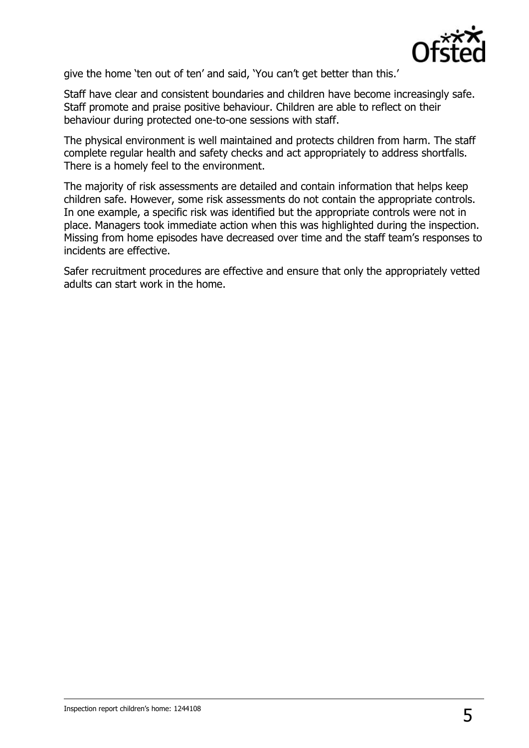give the home 'ten out of ten' and said, 'You can't get better than this.'

Staff have clear and consistent boundaries and children have become increasingly safe. Staff promote and praise positive behaviour. Children are able to reflect on their behaviour during protected one-to-one sessions with staff.

The physical environment is well maintained and protects children from harm. The staff complete regular health and safety checks and act appropriately to address shortfalls. There is a homely feel to the environment.

The majority of risk assessments are detailed and contain information that helps keep children safe. However, some risk assessments do not contain the appropriate controls. In one example, a specific risk was identified but the appropriate controls were not in place. Managers took immediate action when this was highlighted during the inspection. Missing from home episodes have decreased over time and the staff team's responses to incidents are effective.

Safer recruitment procedures are effective and ensure that only the appropriately vetted adults can start work in the home.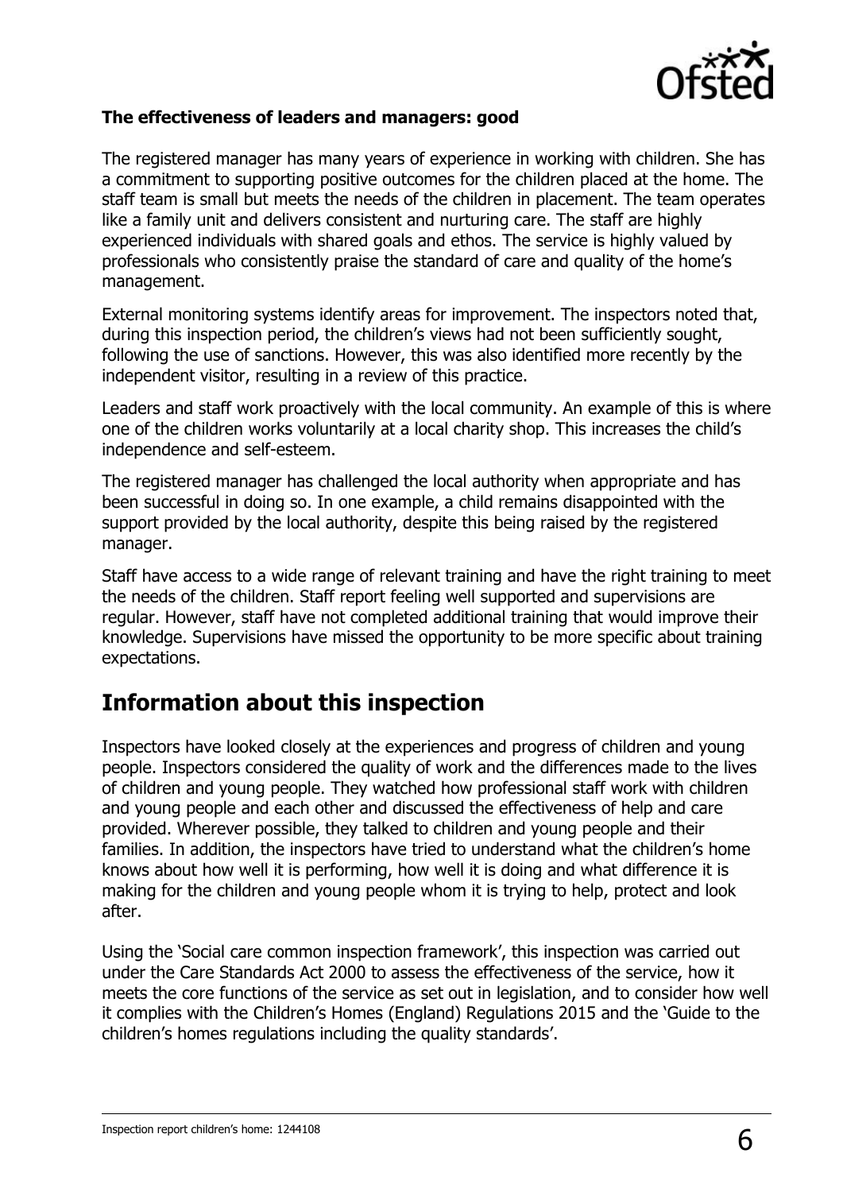**The effectiveness of leaders and managers: good**

The registered manager has many years of experience in working with children. She has a commitment to supporting positive outcomes for the children placed at the home. The staff team is small but meets the needs of the children in placement. The team operates like a family unit and delivers consistent and nurturing care. The staff are highly experienced individuals with shared goals and ethos. The service is highly valued by professionals who consistently praise the standard of care and quality of the home's management.

External monitoring systems identify areas for improvement. The inspectors noted that, during this inspection period, the children's views had not been sufficiently sought, following the use of sanctions. However, this was also identified more recently by the independent visitor, resulting in a review of this practice.

Leaders and staff work proactively with the local community. An example of this is where one of the children works voluntarily at a local charity shop. This increases the child's independence and self-esteem.

The registered manager has challenged the local authority when appropriate and has been successful in doing so. In one example, a child remains disappointed with the support provided by the local authority, despite this being raised by the registered manager.

Staff have access to a wide range of relevant training and have the right training to meet the needs of the children. Staff report feeling well supported and supervisions are regular. However, staff have not completed additional training that would improve their knowledge. Supervisions have missed the opportunity to be more specific about training expectations.

## Information about this inspection

Inspectors have looked closely at the experiences and progress of children and young people. Inspectors considered the quality of work and the differences made to the lives of children and young people. They watched how professional staff work with children and young people and each other and discussed the effectiveness of help and care provided. Wherever possible, they talked to children and young people and their families. In addition, the inspectors have tried to understand what the children's home knows about how well it is performing, how well it is doing and what difference it is making for the children and young people whom it is trying to help, protect and look after.

Using the 'Social care common inspection framework', this inspection was carried out under the Care Standards Act 2000 to assess the effectiveness of the service, how it meets the core functions of the service as set out in legislation, and to consider how well it complies with the Children's Homes (England) Regulations 2015 and the 'Guide to the children's homes regulations including the quality standards'.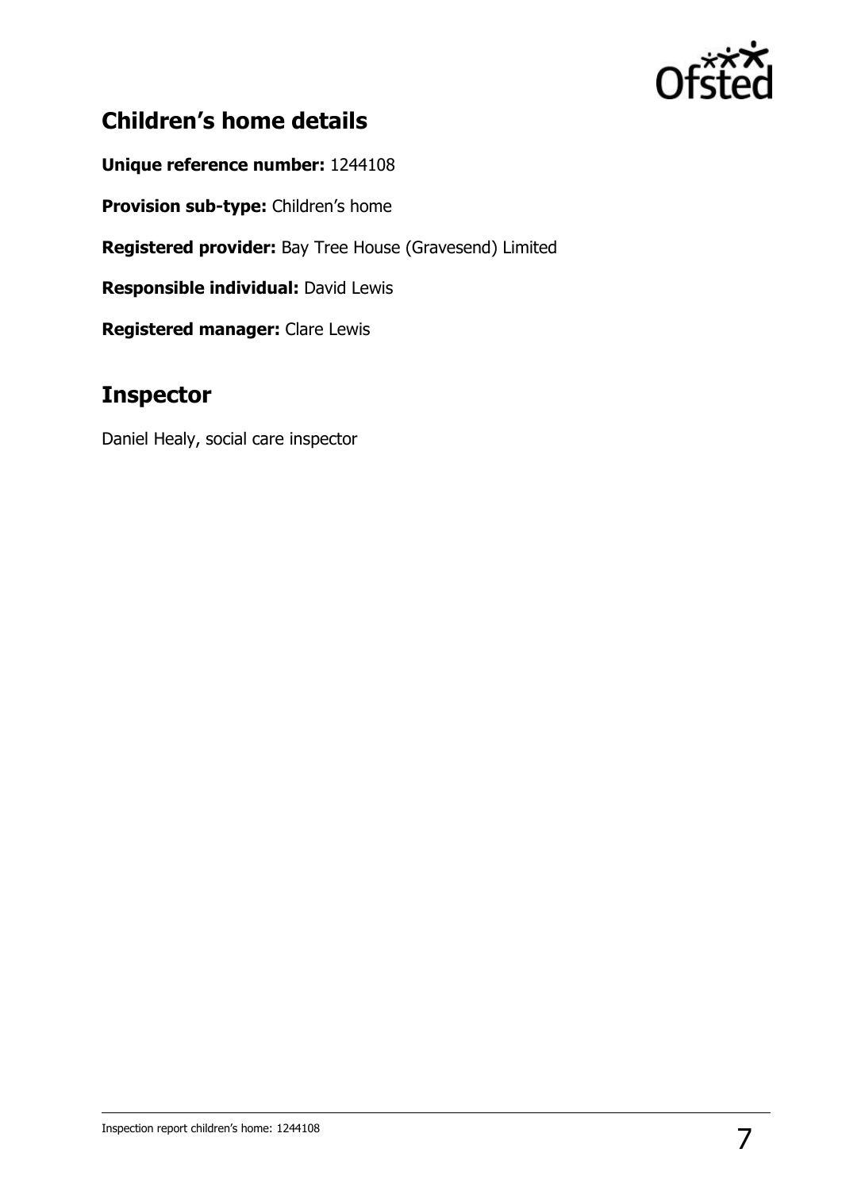## Children's home details

**Unique reference number:** 1244108

**Provision sub-type:** Children's home

**Registered provider:** Bay Tree House (Gravesend) Limited

**Responsible individual:** David Lewis

**Registered manager:** Clare Lewis

## Inspector

Daniel Healy, social care inspector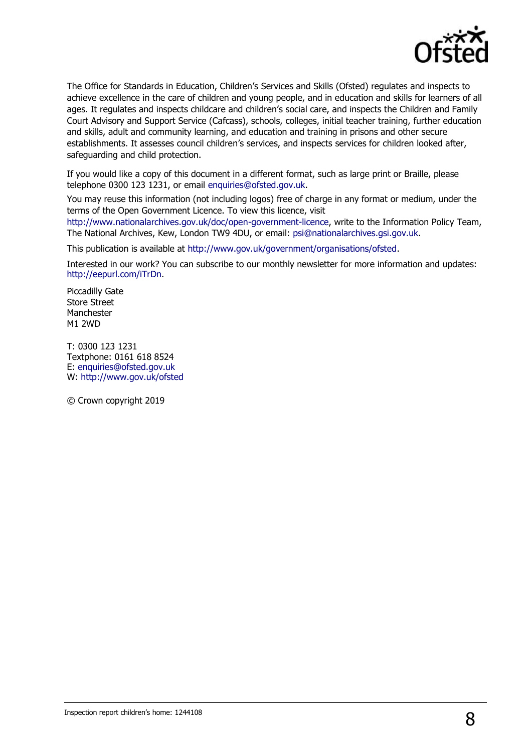The Office for Standards in Education, Children's Services and Skills (Ofsted) regulates and inspects to achieve excellence in the care of children and young people, and in education and skills for learners of all ages. It regulates and inspects childcare and children's social care, and inspects the Children and Family Court Advisory and Support Service (Cafcass), schools, colleges, initial teacher training, further education and skills, adult and community learning, and education and training in prisons and other secure establishments. It assesses council children's services, and inspects services for children looked after, safeguarding and child protection.

If you would like a copy of this document in a different format, such as large print or Braille, please telephone 0300 123 1231, or email enquiries@ofsted.gov.uk.

You may reuse this information (not including logos) free of charge in any format or medium, under the terms of the Open Government Licence. To view this licence, visit http://www.nationalarchives.gov.uk/doc/open-government-licence, write to the Information Policy Team, The National Archives, Kew, London TW9 4DU, or email: psi@nationalarchives.gsi.gov.uk.

This publication is available at http://www.gov.uk/government/organisations/ofsted.

Interested in our work? You can subscribe to our monthly newsletter for more information and updates: http://eepurl.com/iTrDn.

Piccadilly Gate
Store Street
Manchester
M1 2WD

T: 0300 123 1231
Textphone: 0161 618 8524
E: enquiries@ofsted.gov.uk
W: http://www.gov.uk/ofsted

© Crown copyright 2019